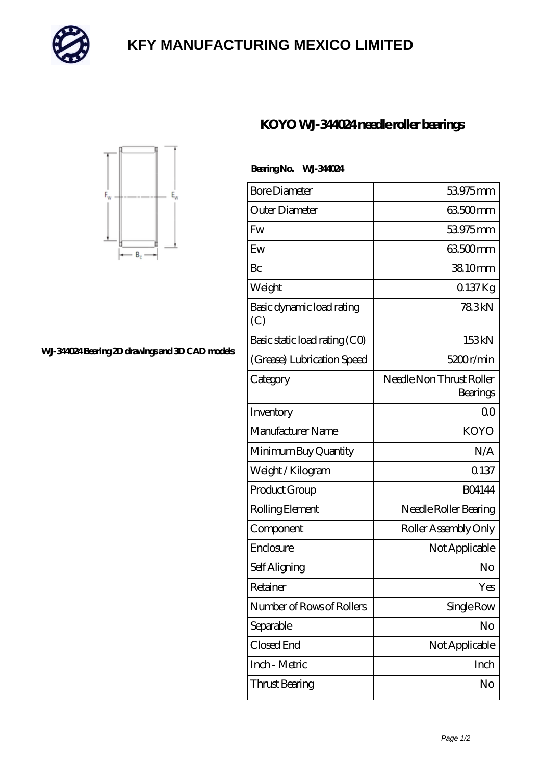# KFY MANUFACTURING MEXICO LIMITED

## KOYO WJ-344024 needle roller bearings

WJ-344024 Bearing 2D drawings and 3D CAD models

**Bearing No. WJ-344024**

| | |
|---|---|
| Bore Diameter | 53.975 mm |
| Outer Diameter | 63.500 mm |
| Fw | 53.975 mm |
| Ew | 63.500 mm |
| Bc | 38.10 mm |
| Weight | 0.137 Kg |
| Basic dynamic load rating (C) | 78.3 kN |
| Basic static load rating (C0) | 153 kN |
| (Grease) Lubrication Speed | 5200 r/min |
| Category | Needle Non Thrust Roller Bearings |
| Inventory | 0.0 |
| Manufacturer Name | KOYO |
| Minimum Buy Quantity | N/A |
| Weight / Kilogram | 0.137 |
| Product Group | B04144 |
| Rolling Element | Needle Roller Bearing |
| Component | Roller Assembly Only |
| Enclosure | Not Applicable |
| Self Aligning | No |
| Retainer | Yes |
| Number of Rows of Rollers | Single Row |
| Separable | No |
| Closed End | Not Applicable |
| Inch - Metric | Inch |
| Thrust Bearing | No |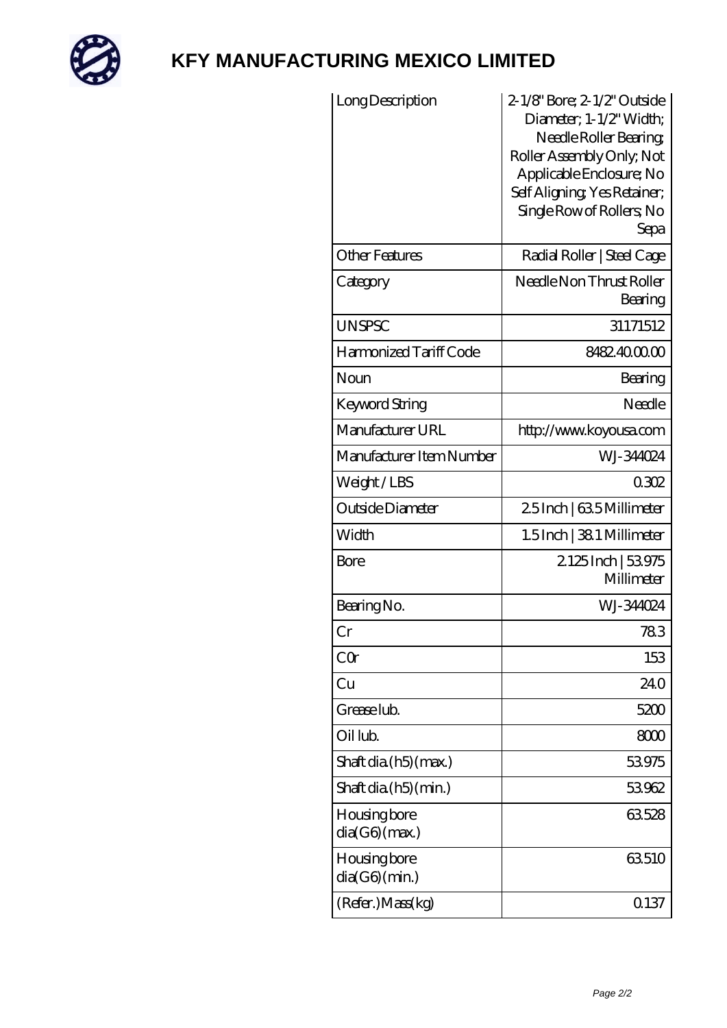# KFY MANUFACTURING MEXICO LIMITED

| | |
|---|---|
| Long Description | 2-1/8" Bore; 2-1/2" Outside Diameter; 1-1/2" Width; Needle Roller Bearing; Roller Assembly Only; Not Applicable Enclosure; No Self Aligning; Yes Retainer; Single Row of Rollers; No Sepa |
| Other Features | Radial Roller \| Steel Cage |
| Category | Needle Non Thrust Roller Bearing |
| UNSPSC | 31171512 |
| Harmonized Tariff Code | 8482.40.00.00 |
| Noun | Bearing |
| Keyword String | Needle |
| Manufacturer URL | http://www.koyousa.com |
| Manufacturer Item Number | WJ-344024 |
| Weight / LBS | 0.302 |
| Outside Diameter | 2.5 Inch \| 63.5 Millimeter |
| Width | 1.5 Inch \| 38.1 Millimeter |
| Bore | 2.125 Inch \| 53.975 Millimeter |
| Bearing No. | WJ-344024 |
| Cr | 78.3 |
| C0r | 153 |
| Cu | 24.0 |
| Grease lub. | 5200 |
| Oil lub. | 8000 |
| Shaft dia.(h5)(max.) | 53.975 |
| Shaft dia.(h5)(min.) | 53.962 |
| Housing bore dia(G6)(max.) | 63.528 |
| Housing bore dia(G6)(min.) | 63.510 |
| (Refer.)Mass(kg) | 0.137 |